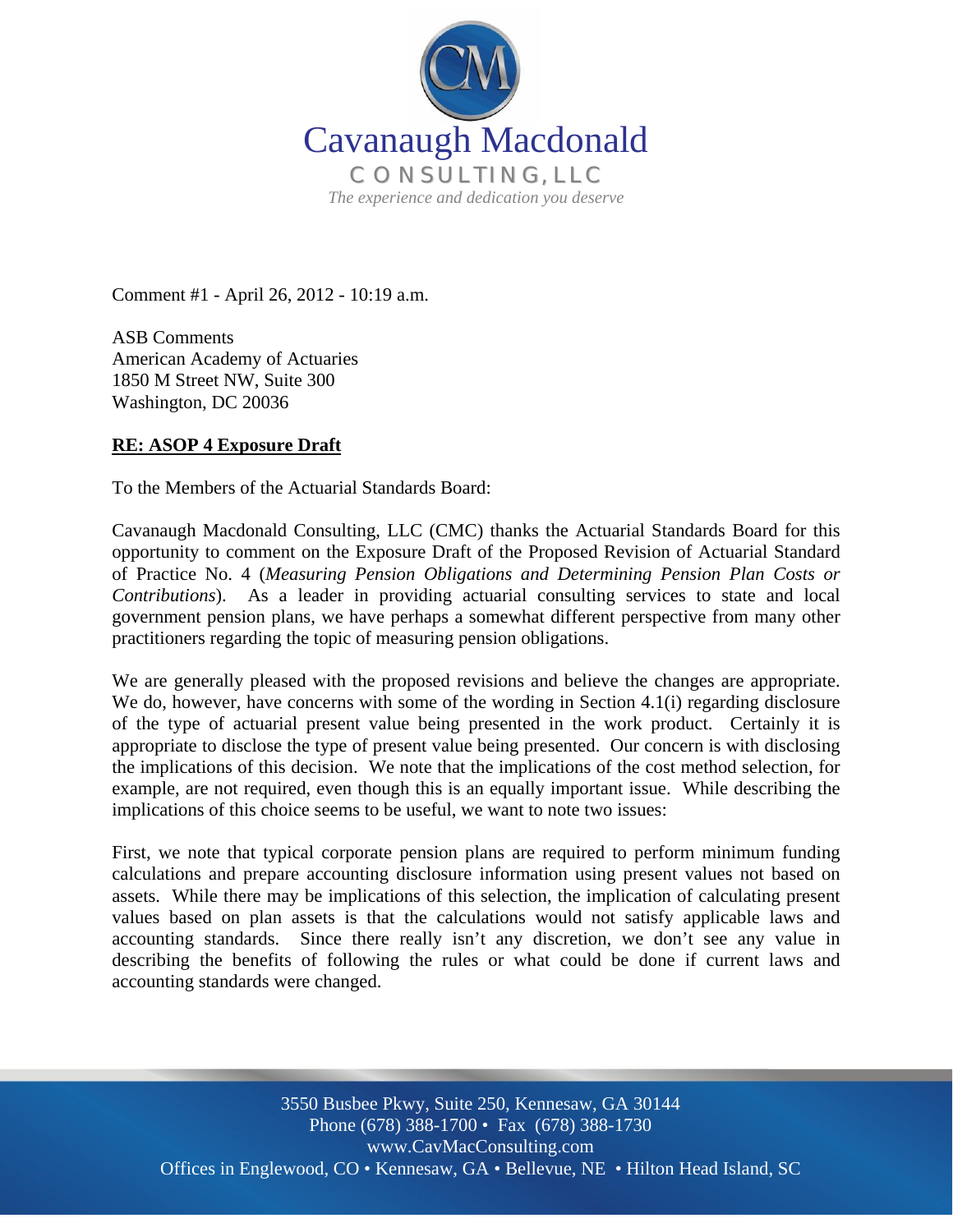# Cavanaugh Macdonald

CONSULTING, LLC

*The experience and dedication you deserve*

Comment #1 - April 26, 2012 - 10:19 a.m.

ASB Comments
American Academy of Actuaries
1850 M Street NW, Suite 300
Washington, DC 20036

**RE: ASOP 4 Exposure Draft**

To the Members of the Actuarial Standards Board:

Cavanaugh Macdonald Consulting, LLC (CMC) thanks the Actuarial Standards Board for this opportunity to comment on the Exposure Draft of the Proposed Revision of Actuarial Standard of Practice No. 4 (*Measuring Pension Obligations and Determining Pension Plan Costs or Contributions*). As a leader in providing actuarial consulting services to state and local government pension plans, we have perhaps a somewhat different perspective from many other practitioners regarding the topic of measuring pension obligations.

We are generally pleased with the proposed revisions and believe the changes are appropriate. We do, however, have concerns with some of the wording in Section 4.1(i) regarding disclosure of the type of actuarial present value being presented in the work product. Certainly it is appropriate to disclose the type of present value being presented. Our concern is with disclosing the implications of this decision. We note that the implications of the cost method selection, for example, are not required, even though this is an equally important issue. While describing the implications of this choice seems to be useful, we want to note two issues:

First, we note that typical corporate pension plans are required to perform minimum funding calculations and prepare accounting disclosure information using present values not based on assets. While there may be implications of this selection, the implication of calculating present values based on plan assets is that the calculations would not satisfy applicable laws and accounting standards. Since there really isn't any discretion, we don't see any value in describing the benefits of following the rules or what could be done if current laws and accounting standards were changed.

3550 Busbee Pkwy, Suite 250, Kennesaw, GA 30144
Phone (678) 388-1700 • Fax (678) 388-1730
www.CavMacConsulting.com
Offices in Englewood, CO • Kennesaw, GA • Bellevue, NE • Hilton Head Island, SC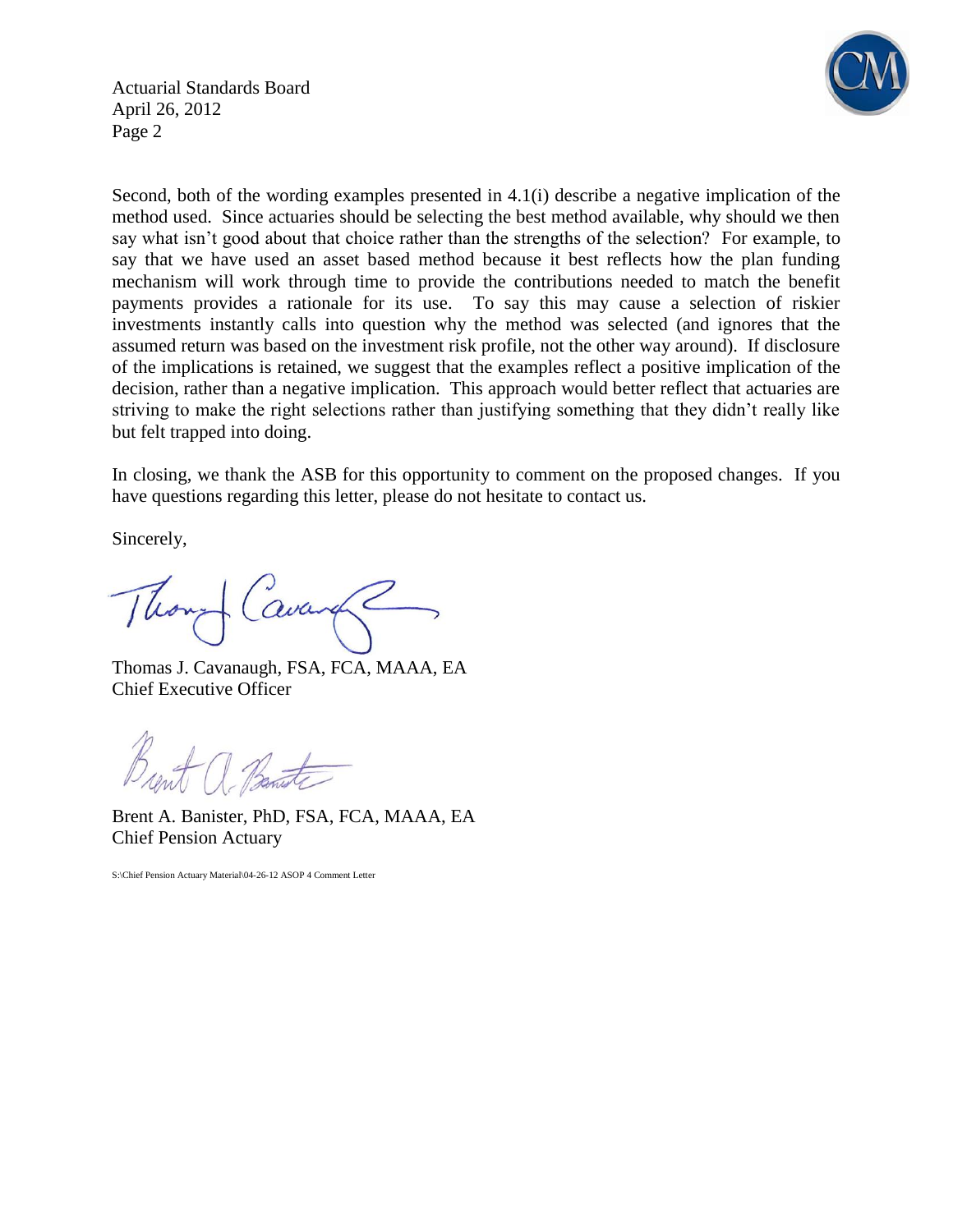Second, both of the wording examples presented in 4.1(i) describe a negative implication of the method used. Since actuaries should be selecting the best method available, why should we then say what isn't good about that choice rather than the strengths of the selection? For example, to say that we have used an asset based method because it best reflects how the plan funding mechanism will work through time to provide the contributions needed to match the benefit payments provides a rationale for its use. To say this may cause a selection of riskier investments instantly calls into question why the method was selected (and ignores that the assumed return was based on the investment risk profile, not the other way around). If disclosure of the implications is retained, we suggest that the examples reflect a positive implication of the decision, rather than a negative implication. This approach would better reflect that actuaries are striving to make the right selections rather than justifying something that they didn't really like but felt trapped into doing.

In closing, we thank the ASB for this opportunity to comment on the proposed changes. If you have questions regarding this letter, please do not hesitate to contact us.

Sincerely,

Thomas J. Cavanaugh, FSA, FCA, MAAA, EA
Chief Executive Officer

Brent A. Banister, PhD, FSA, FCA, MAAA, EA
Chief Pension Actuary

S:\Chief Pension Actuary Material\04-26-12 ASOP 4 Comment Letter